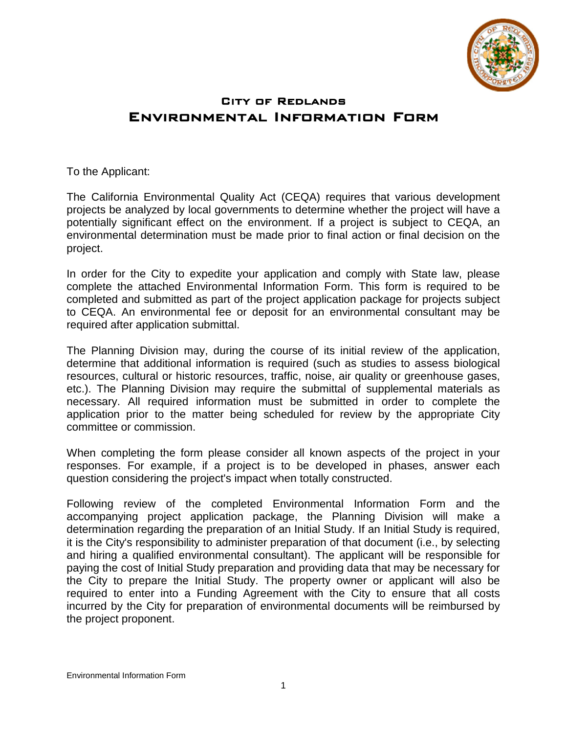# City of Redlands

## Environmental Information Form

To the Applicant:

The California Environmental Quality Act (CEQA) requires that various development projects be analyzed by local governments to determine whether the project will have a potentially significant effect on the environment. If a project is subject to CEQA, an environmental determination must be made prior to final action or final decision on the project.

In order for the City to expedite your application and comply with State law, please complete the attached Environmental Information Form. This form is required to be completed and submitted as part of the project application package for projects subject to CEQA. An environmental fee or deposit for an environmental consultant may be required after application submittal.

The Planning Division may, during the course of its initial review of the application, determine that additional information is required (such as studies to assess biological resources, cultural or historic resources, traffic, noise, air quality or greenhouse gases, etc.). The Planning Division may require the submittal of supplemental materials as necessary. All required information must be submitted in order to complete the application prior to the matter being scheduled for review by the appropriate City committee or commission.

When completing the form please consider all known aspects of the project in your responses. For example, if a project is to be developed in phases, answer each question considering the project's impact when totally constructed.

Following review of the completed Environmental Information Form and the accompanying project application package, the Planning Division will make a determination regarding the preparation of an Initial Study. If an Initial Study is required, it is the City's responsibility to administer preparation of that document (i.e., by selecting and hiring a qualified environmental consultant). The applicant will be responsible for paying the cost of Initial Study preparation and providing data that may be necessary for the City to prepare the Initial Study. The property owner or applicant will also be required to enter into a Funding Agreement with the City to ensure that all costs incurred by the City for preparation of environmental documents will be reimbursed by the project proponent.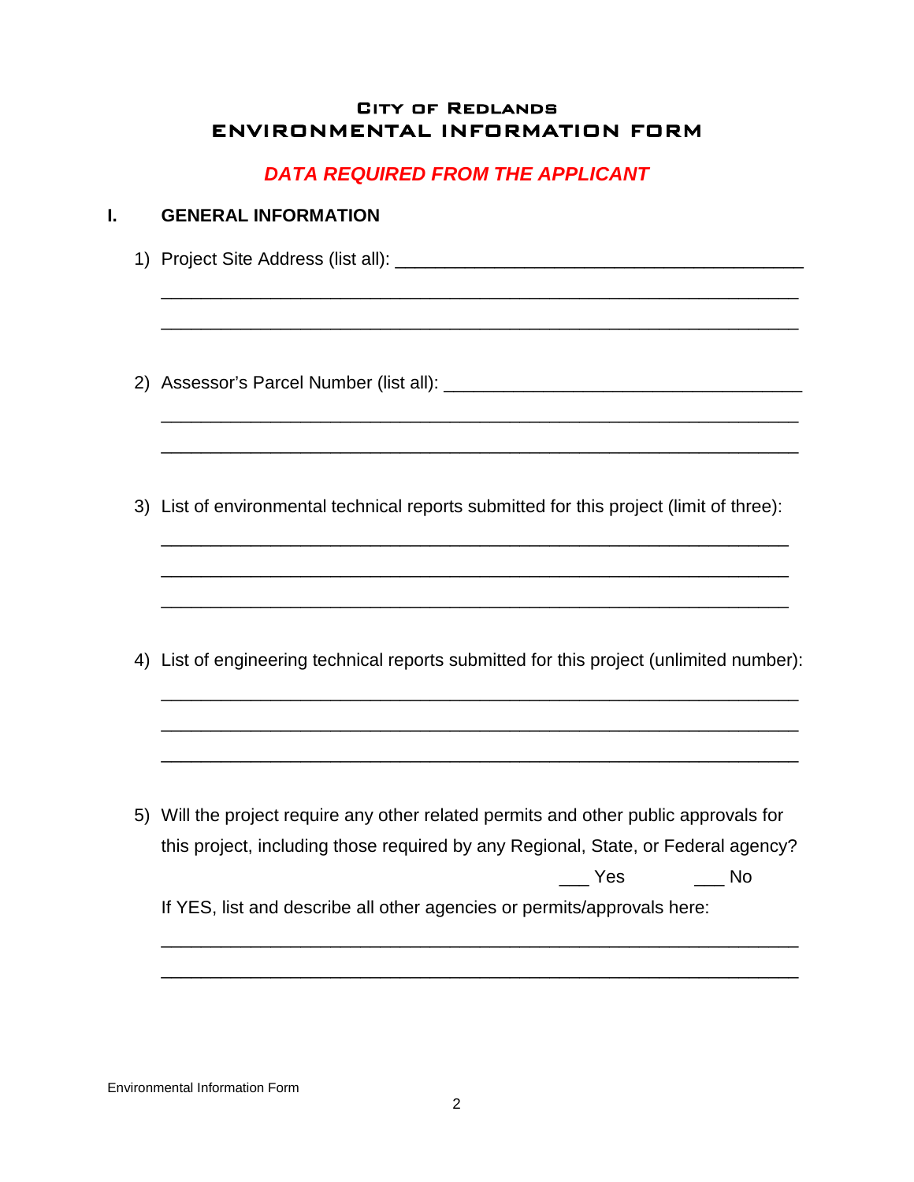# City of Redlands
# ENVIRONMENTAL INFORMATION FORM

***DATA REQUIRED FROM THE APPLICANT***

## I. GENERAL INFORMATION

1) Project Site Address (list all): ________________________________________

   ______________________________________________________________

   ______________________________________________________________

2) Assessor's Parcel Number (list all): ____________________________________

   ______________________________________________________________

   ______________________________________________________________

3) List of environmental technical reports submitted for this project (limit of three):

   ______________________________________________________________

   ______________________________________________________________

   ______________________________________________________________

4) List of engineering technical reports submitted for this project (unlimited number):

   ______________________________________________________________

   ______________________________________________________________

   ______________________________________________________________

5) Will the project require any other related permits and other public approvals for this project, including those required by any Regional, State, or Federal agency?

   ___ Yes ___ No

   If YES, list and describe all other agencies or permits/approvals here:

   ______________________________________________________________

   ______________________________________________________________

Environmental Information Form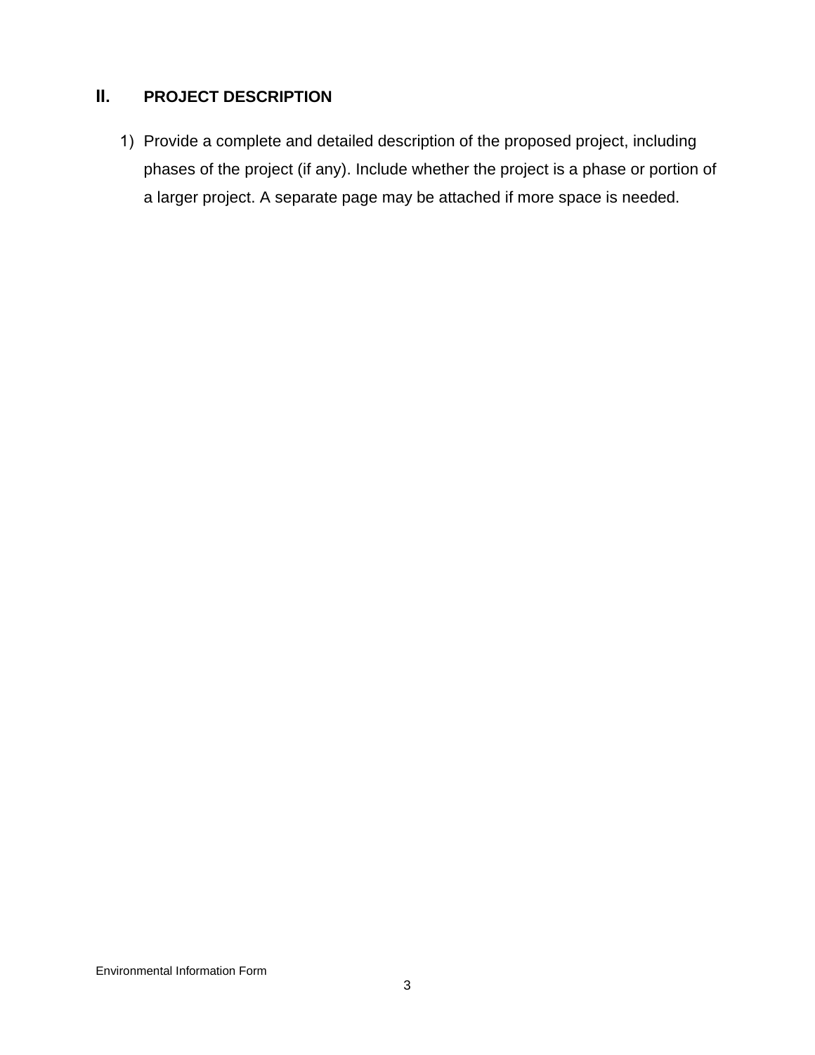## II. PROJECT DESCRIPTION

1) Provide a complete and detailed description of the proposed project, including phases of the project (if any). Include whether the project is a phase or portion of a larger project. A separate page may be attached if more space is needed.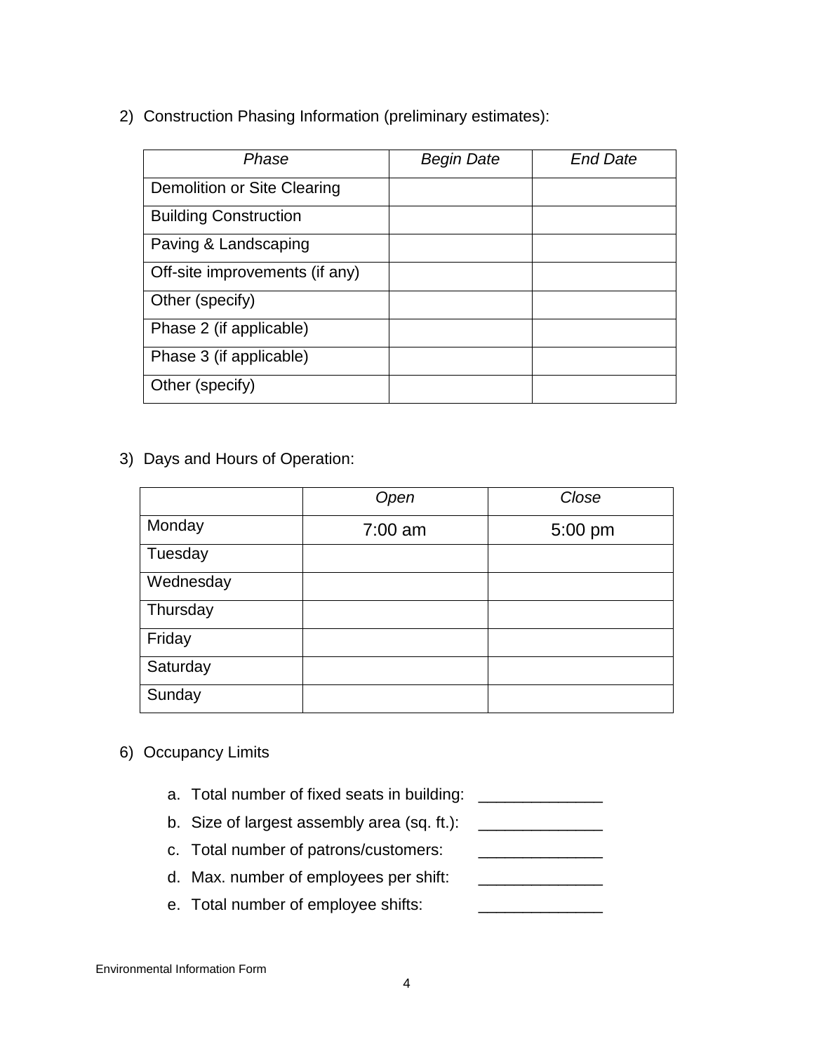2) Construction Phasing Information (preliminary estimates):

| *Phase* | *Begin Date* | *End Date* |
|---|---|---|
| Demolition or Site Clearing | | |
| Building Construction | | |
| Paving & Landscaping | | |
| Off-site improvements (if any) | | |
| Other (specify) | | |
| Phase 2 (if applicable) | | |
| Phase 3 (if applicable) | | |
| Other (specify) | | |

3) Days and Hours of Operation:

| | *Open* | *Close* |
|---|---|---|
| Monday | 7:00 am | 5:00 pm |
| Tuesday | | |
| Wednesday | | |
| Thursday | | |
| Friday | | |
| Saturday | | |
| Sunday | | |

6) Occupancy Limits

a. Total number of fixed seats in building: ______________
b. Size of largest assembly area (sq. ft.): ______________
c. Total number of patrons/customers: ______________
d. Max. number of employees per shift: ______________
e. Total number of employee shifts: ______________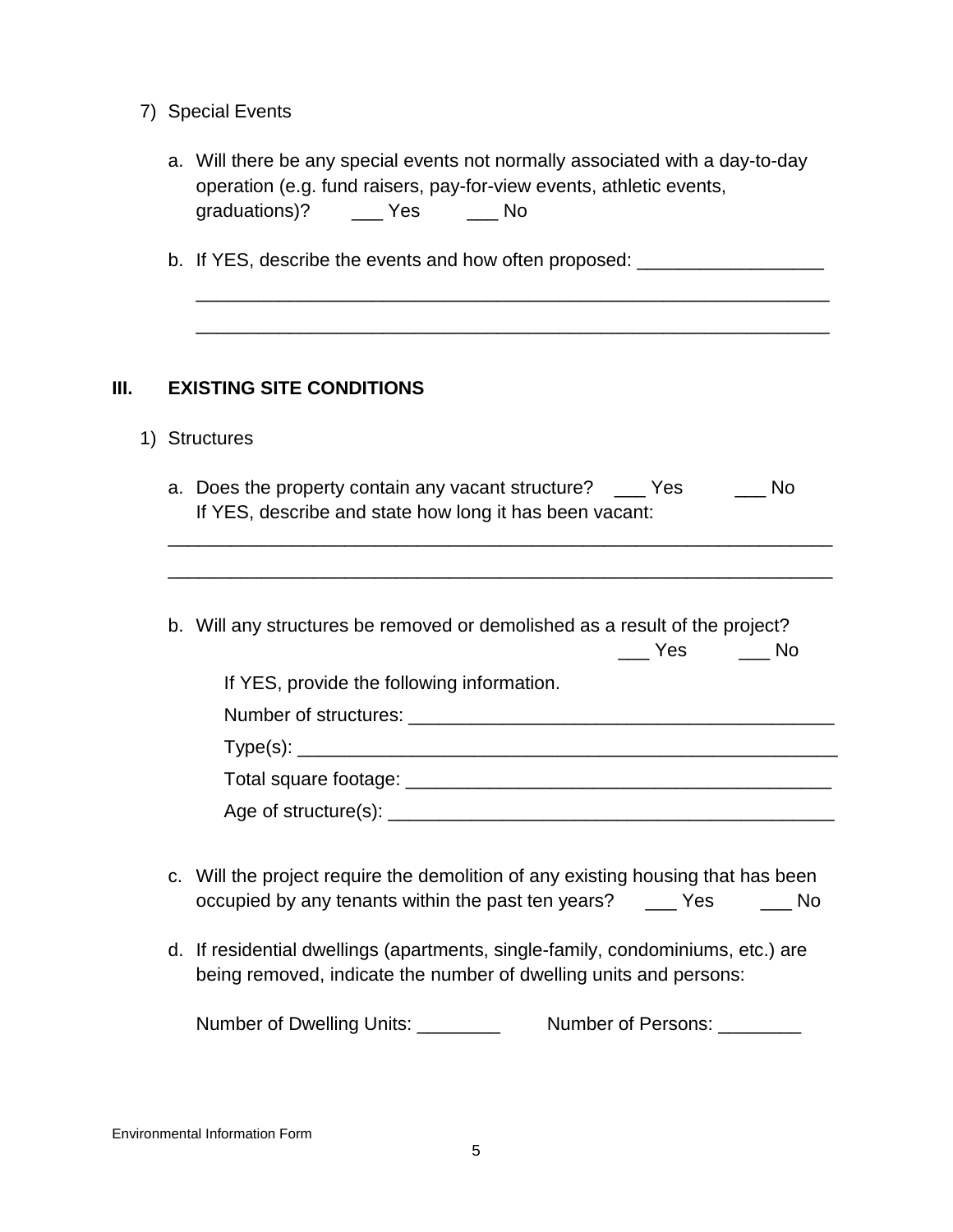7) Special Events

   a. Will there be any special events not normally associated with a day-to-day operation (e.g. fund raisers, pay-for-view events, athletic events, graduations)? ___ Yes ___ No

   b. If YES, describe the events and how often proposed: __________________

   _____________________________________________________________

   _____________________________________________________________

## III. EXISTING SITE CONDITIONS

1) Structures

   a. Does the property contain any vacant structure? ___ Yes ___ No
   If YES, describe and state how long it has been vacant:

   _________________________________________________________________

   _________________________________________________________________

   b. Will any structures be removed or demolished as a result of the project? ___ Yes ___ No

   If YES, provide the following information.

   Number of structures: _________________________________________

   Type(s): _____________________________________________________

   Total square footage: _________________________________________

   Age of structure(s): __________________________________________

   c. Will the project require the demolition of any existing housing that has been occupied by any tenants within the past ten years? ___ Yes ___ No

   d. If residential dwellings (apartments, single-family, condominiums, etc.) are being removed, indicate the number of dwelling units and persons:

   Number of Dwelling Units: ________ Number of Persons: ________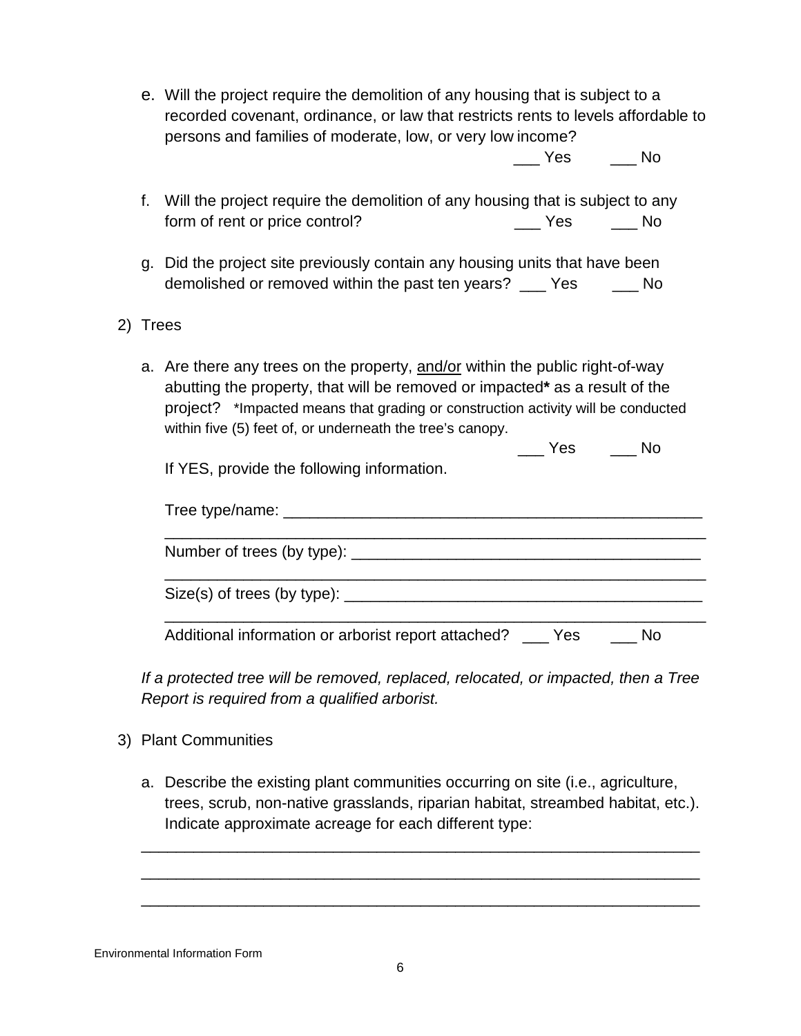e. Will the project require the demolition of any housing that is subject to a recorded covenant, ordinance, or law that restricts rents to levels affordable to persons and families of moderate, low, or very low income?

___ Yes ___ No

f. Will the project require the demolition of any housing that is subject to any form of rent or price control? ___ Yes ___ No

g. Did the project site previously contain any housing units that have been demolished or removed within the past ten years? ___ Yes ___ No

2) Trees

a. Are there any trees on the property, <u>and/or</u> within the public right-of-way abutting the property, that will be removed or impacted**\*** as a result of the project? \*Impacted means that grading or construction activity will be conducted within five (5) feet of, or underneath the tree's canopy.

___ Yes ___ No

If YES, provide the following information.

Tree type/name: ___________________________________________________

_______________________________________________________________

Number of trees (by type): ________________________________________

_______________________________________________________________

Size(s) of trees (by type): ________________________________________

_______________________________________________________________

Additional information or arborist report attached? ___ Yes ___ No

*If a protected tree will be removed, replaced, relocated, or impacted, then a Tree Report is required from a qualified arborist.*

3) Plant Communities

a. Describe the existing plant communities occurring on site (i.e., agriculture, trees, scrub, non-native grasslands, riparian habitat, streambed habitat, etc.). Indicate approximate acreage for each different type:

_______________________________________________________________

_______________________________________________________________

_______________________________________________________________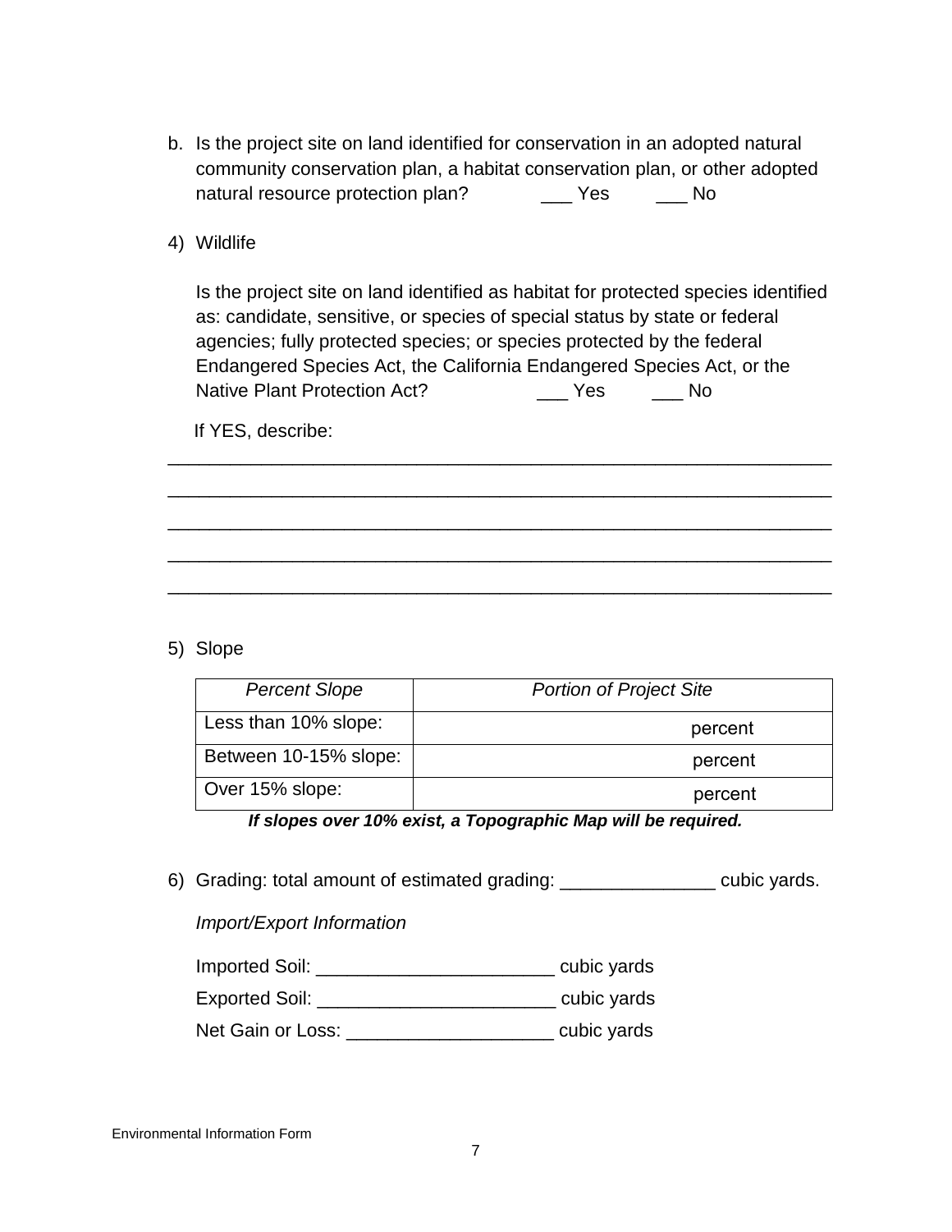b. Is the project site on land identified for conservation in an adopted natural community conservation plan, a habitat conservation plan, or other adopted natural resource protection plan? ___ Yes ___ No

4) Wildlife

   Is the project site on land identified as habitat for protected species identified as: candidate, sensitive, or species of special status by state or federal agencies; fully protected species; or species protected by the federal Endangered Species Act, the California Endangered Species Act, or the Native Plant Protection Act? ___ Yes ___ No

   If YES, describe:

_________________________________________________________________

_________________________________________________________________

_________________________________________________________________

_________________________________________________________________

_________________________________________________________________

5) Slope

| *Percent Slope* | *Portion of Project Site* |
|---|---|
| Less than 10% slope: | percent |
| Between 10-15% slope: | percent |
| Over 15% slope: | percent |

***If slopes over 10% exist, a Topographic Map will be required.***

6) Grading: total amount of estimated grading: _______________ cubic yards.

   *Import/Export Information*

   Imported Soil: _______________________ cubic yards

   Exported Soil: _______________________ cubic yards

   Net Gain or Loss: ____________________ cubic yards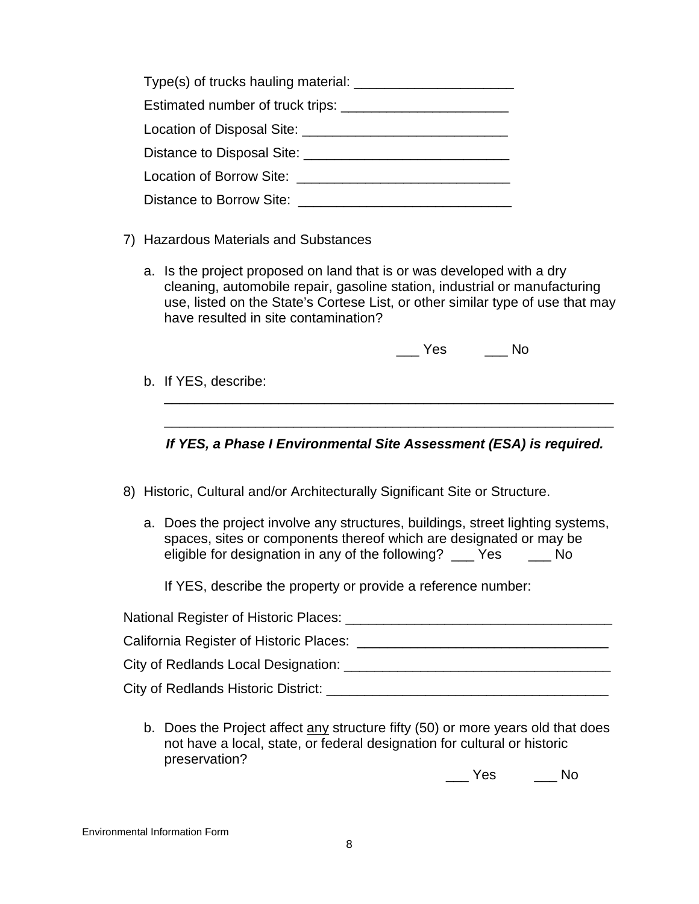Type(s) of trucks hauling material: _____________________

Estimated number of truck trips: ______________________

Location of Disposal Site: ___________________________

Distance to Disposal Site: ___________________________

Location of Borrow Site: ____________________________

Distance to Borrow Site: ____________________________

7) Hazardous Materials and Substances

   a. Is the project proposed on land that is or was developed with a dry cleaning, automobile repair, gasoline station, industrial or manufacturing use, listed on the State's Cortese List, or other similar type of use that may have resulted in site contamination?

      ___ Yes ___ No

   b. If YES, describe:

      ____________________________________________________________

      ____________________________________________________________

      ***If YES, a Phase I Environmental Site Assessment (ESA) is required.***

8) Historic, Cultural and/or Architecturally Significant Site or Structure.

   a. Does the project involve any structures, buildings, street lighting systems, spaces, sites or components thereof which are designated or may be eligible for designation in any of the following? ___ Yes ___ No

      If YES, describe the property or provide a reference number:

National Register of Historic Places: ___________________________________

California Register of Historic Places: _________________________________

City of Redlands Local Designation: ___________________________________

City of Redlands Historic District: _____________________________________

   b. Does the Project affect <u>any</u> structure fifty (50) or more years old that does not have a local, state, or federal designation for cultural or historic preservation?

      ___ Yes ___ No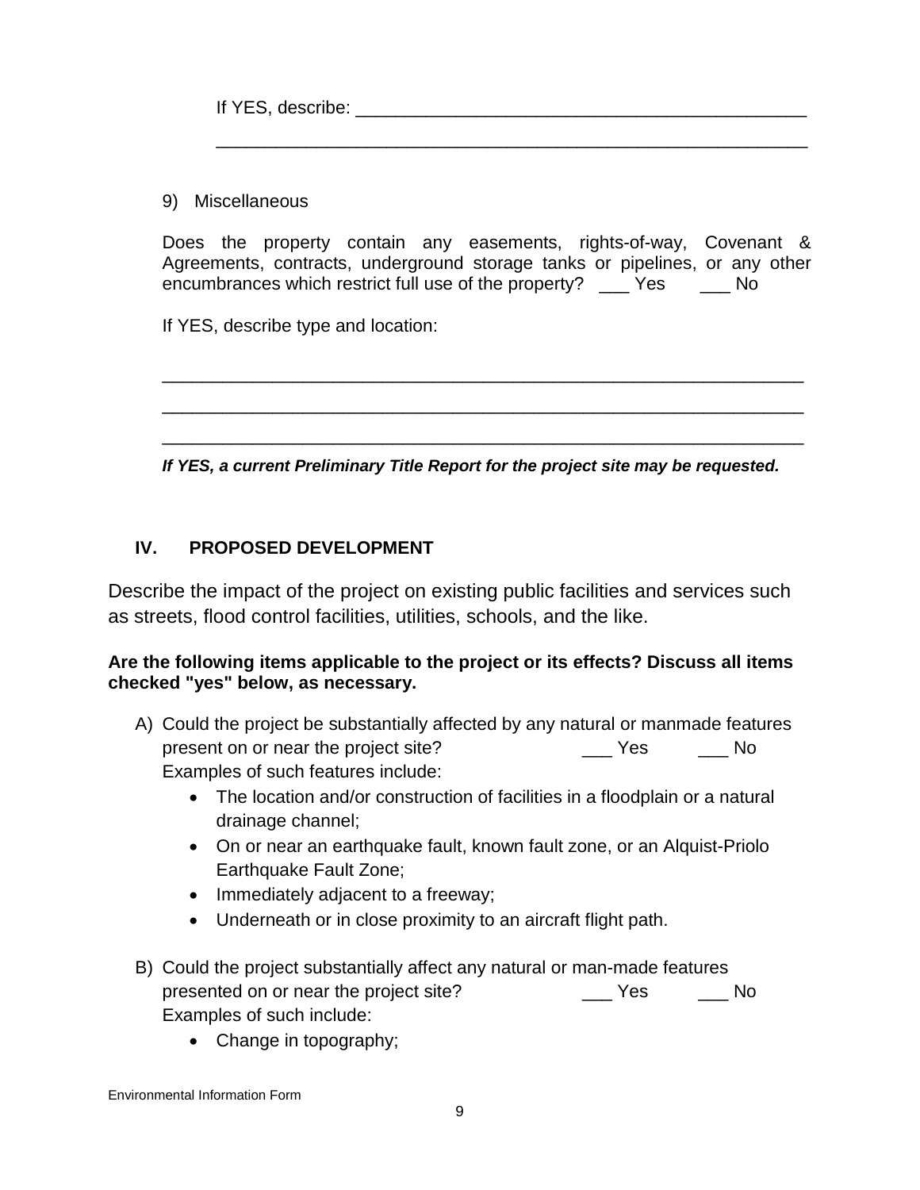If YES, describe: _______________________________________________

_____________________________________________________________

9) Miscellaneous

Does the property contain any easements, rights-of-way, Covenant & Agreements, contracts, underground storage tanks or pipelines, or any other encumbrances which restrict full use of the property? ___ Yes ___ No

If YES, describe type and location:

_________________________________________________________________

_________________________________________________________________

_________________________________________________________________

***If YES, a current Preliminary Title Report for the project site may be requested.***

## IV. PROPOSED DEVELOPMENT

Describe the impact of the project on existing public facilities and services such as streets, flood control facilities, utilities, schools, and the like.

**Are the following items applicable to the project or its effects? Discuss all items checked "yes" below, as necessary.**

A) Could the project be substantially affected by any natural or manmade features present on or near the project site? ___ Yes ___ No
Examples of such features include:
   - The location and/or construction of facilities in a floodplain or a natural drainage channel;
   - On or near an earthquake fault, known fault zone, or an Alquist-Priolo Earthquake Fault Zone;
   - Immediately adjacent to a freeway;
   - Underneath or in close proximity to an aircraft flight path.

B) Could the project substantially affect any natural or man-made features presented on or near the project site? ___ Yes ___ No
Examples of such include:
   - Change in topography;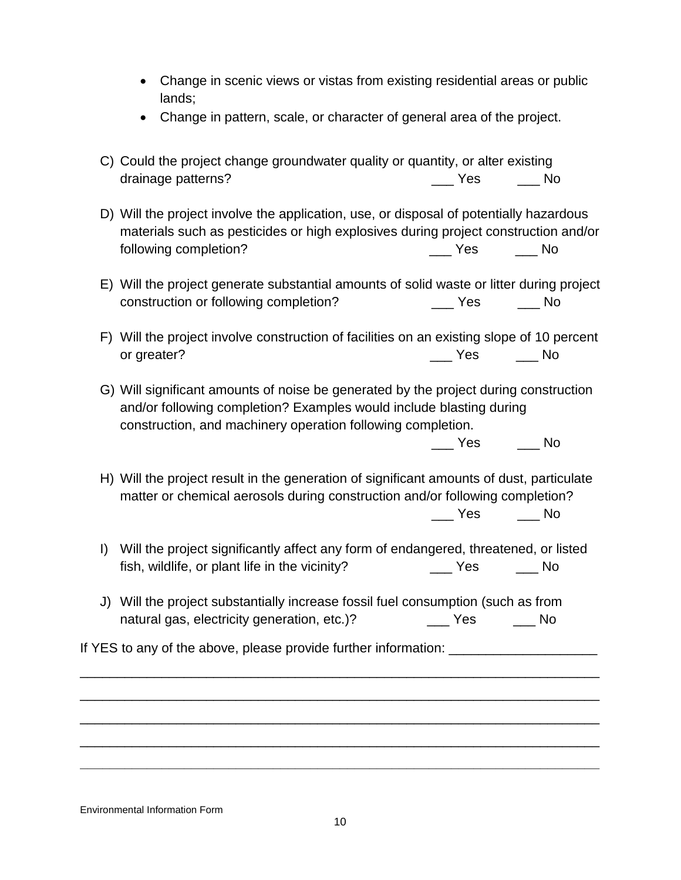- Change in scenic views or vistas from existing residential areas or public lands;
- Change in pattern, scale, or character of general area of the project.

C) Could the project change groundwater quality or quantity, or alter existing drainage patterns? ___ Yes ___ No

D) Will the project involve the application, use, or disposal of potentially hazardous materials such as pesticides or high explosives during project construction and/or following completion? ___ Yes ___ No

E) Will the project generate substantial amounts of solid waste or litter during project construction or following completion? ___ Yes ___ No

F) Will the project involve construction of facilities on an existing slope of 10 percent or greater? ___ Yes ___ No

G) Will significant amounts of noise be generated by the project during construction and/or following completion? Examples would include blasting during construction, and machinery operation following completion.
___ Yes ___ No

H) Will the project result in the generation of significant amounts of dust, particulate matter or chemical aerosols during construction and/or following completion?
___ Yes ___ No

I) Will the project significantly affect any form of endangered, threatened, or listed fish, wildlife, or plant life in the vicinity? ___ Yes ___ No

J) Will the project substantially increase fossil fuel consumption (such as from natural gas, electricity generation, etc.)? ___ Yes ___ No

If YES to any of the above, please provide further information: ____________________

______________________________________________________________________

______________________________________________________________________

______________________________________________________________________

______________________________________________________________________

______________________________________________________________________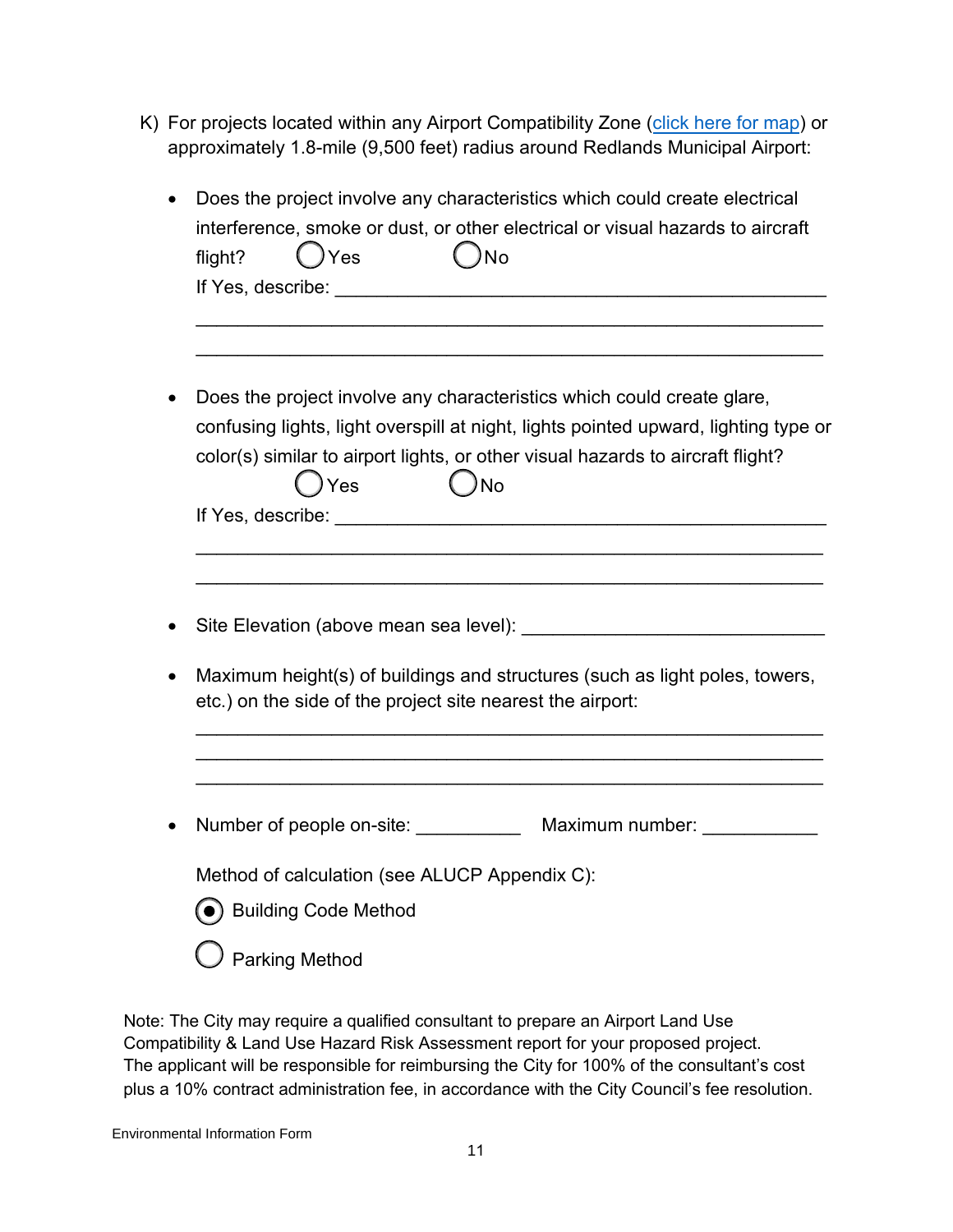K) For projects located within any Airport Compatibility Zone ([click here for map]) or approximately 1.8-mile (9,500 feet) radius around Redlands Municipal Airport:

- Does the project involve any characteristics which could create electrical interference, smoke or dust, or other electrical or visual hazards to aircraft flight? ○ Yes ○ No

  If Yes, describe: ______________________________________________

  ______________________________________________________________

  ______________________________________________________________

- Does the project involve any characteristics which could create glare, confusing lights, light overspill at night, lights pointed upward, lighting type or color(s) similar to airport lights, or other visual hazards to aircraft flight?

  ○ Yes ○ No

  If Yes, describe: ______________________________________________

  ______________________________________________________________

  ______________________________________________________________

- Site Elevation (above mean sea level): ____________________________

- Maximum height(s) of buildings and structures (such as light poles, towers, etc.) on the side of the project site nearest the airport:

  ______________________________________________________________

  ______________________________________________________________

  ______________________________________________________________

- Number of people on-site: __________ Maximum number: ___________

  Method of calculation (see ALUCP Appendix C):

  ◉ Building Code Method

  ○ Parking Method

Note: The City may require a qualified consultant to prepare an Airport Land Use Compatibility & Land Use Hazard Risk Assessment report for your proposed project. The applicant will be responsible for reimbursing the City for 100% of the consultant's cost plus a 10% contract administration fee, in accordance with the City Council's fee resolution.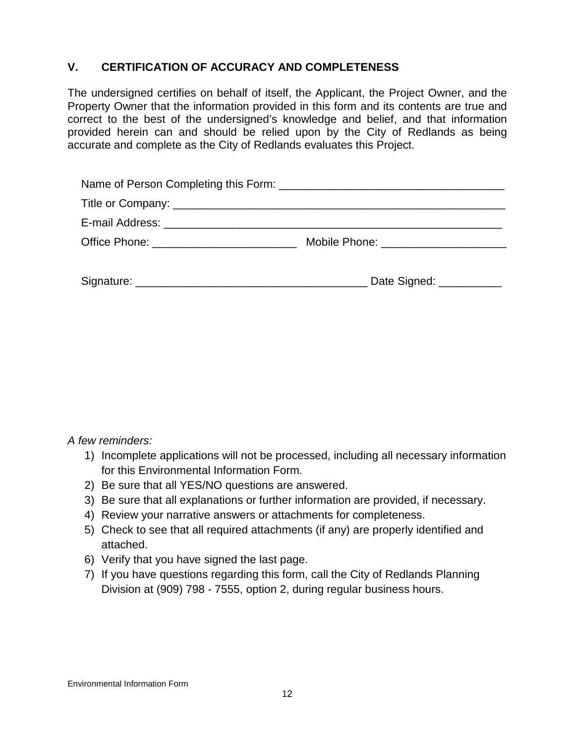## V. CERTIFICATION OF ACCURACY AND COMPLETENESS

The undersigned certifies on behalf of itself, the Applicant, the Project Owner, and the Property Owner that the information provided in this form and its contents are true and correct to the best of the undersigned's knowledge and belief, and that information provided herein can and should be relied upon by the City of Redlands as being accurate and complete as the City of Redlands evaluates this Project.

Name of Person Completing this Form: ____________________________________

Title or Company: ________________________________________________________

E-mail Address: _________________________________________________________

Office Phone: _______________________ Mobile Phone: ____________________

Signature: _____________________________________ Date Signed: __________

*A few reminders:*

1) Incomplete applications will not be processed, including all necessary information for this Environmental Information Form.
2) Be sure that all YES/NO questions are answered.
3) Be sure that all explanations or further information are provided, if necessary.
4) Review your narrative answers or attachments for completeness.
5) Check to see that all required attachments (if any) are properly identified and attached.
6) Verify that you have signed the last page.
7) If you have questions regarding this form, call the City of Redlands Planning Division at (909) 798 - 7555, option 2, during regular business hours.